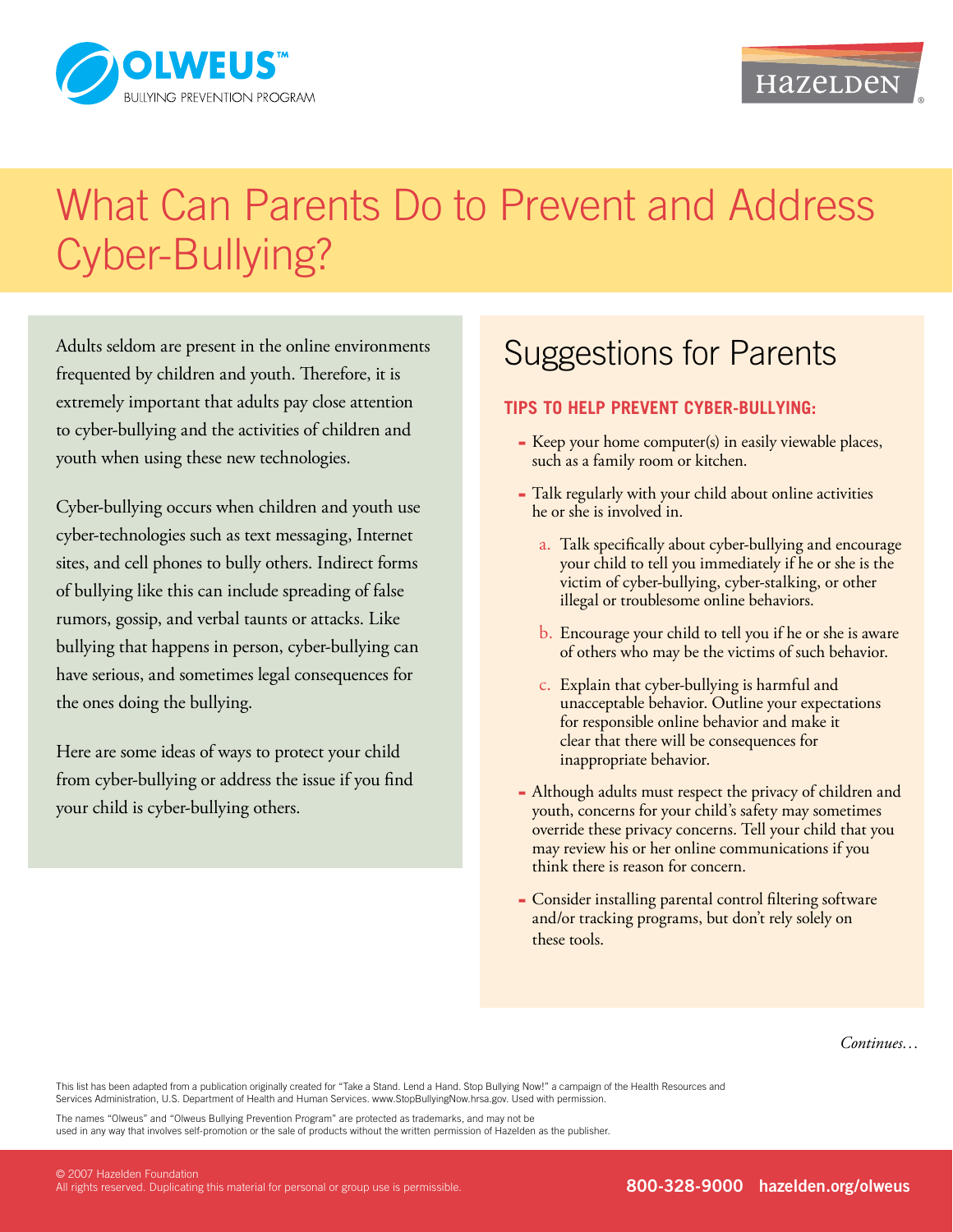# What Can Parents Do to Prevent and Address Cyber-Bullying?

Adults seldom are present in the online environments frequented by children and youth. Therefore, it is extremely important that adults pay close attention to cyber-bullying and the activities of children and youth when using these new technologies.

Cyber-bullying occurs when children and youth use cyber-technologies such as text messaging, Internet sites, and cell phones to bully others. Indirect forms of bullying like this can include spreading of false rumors, gossip, and verbal taunts or attacks. Like bullying that happens in person, cyber-bullying can have serious, and sometimes legal consequences for the ones doing the bullying.

Here are some ideas of ways to protect your child from cyber-bullying or address the issue if you find your child is cyber-bullying others.

## Suggestions for Parents

### TIPS TO HELP PREVENT CYBER-BULLYING:

- Keep your home computer(s) in easily viewable places, such as a family room or kitchen.
- Talk regularly with your child about online activities he or she is involved in.
  - a. Talk specifically about cyber-bullying and encourage your child to tell you immediately if he or she is the victim of cyber-bullying, cyber-stalking, or other illegal or troublesome online behaviors.
  - b. Encourage your child to tell you if he or she is aware of others who may be the victims of such behavior.
  - c. Explain that cyber-bullying is harmful and unacceptable behavior. Outline your expectations for responsible online behavior and make it clear that there will be consequences for inappropriate behavior.
- Although adults must respect the privacy of children and youth, concerns for your child's safety may sometimes override these privacy concerns. Tell your child that you may review his or her online communications if you think there is reason for concern.
- Consider installing parental control filtering software and/or tracking programs, but don't rely solely on these tools.

*Continues…*

This list has been adapted from a publication originally created for "Take a Stand. Lend a Hand. Stop Bullying Now!" a campaign of the Health Resources and Services Administration, U.S. Department of Health and Human Services. www.StopBullyingNow.hrsa.gov. Used with permission.

The names "Olweus" and "Olweus Bullying Prevention Program" are protected as trademarks, and may not be used in any way that involves self-promotion or the sale of products without the written permission of Hazelden as the publisher.

© 2007 Hazelden Foundation
All rights reserved. Duplicating this material for personal or group use is permissible.

800-328-9000 hazelden.org/olweus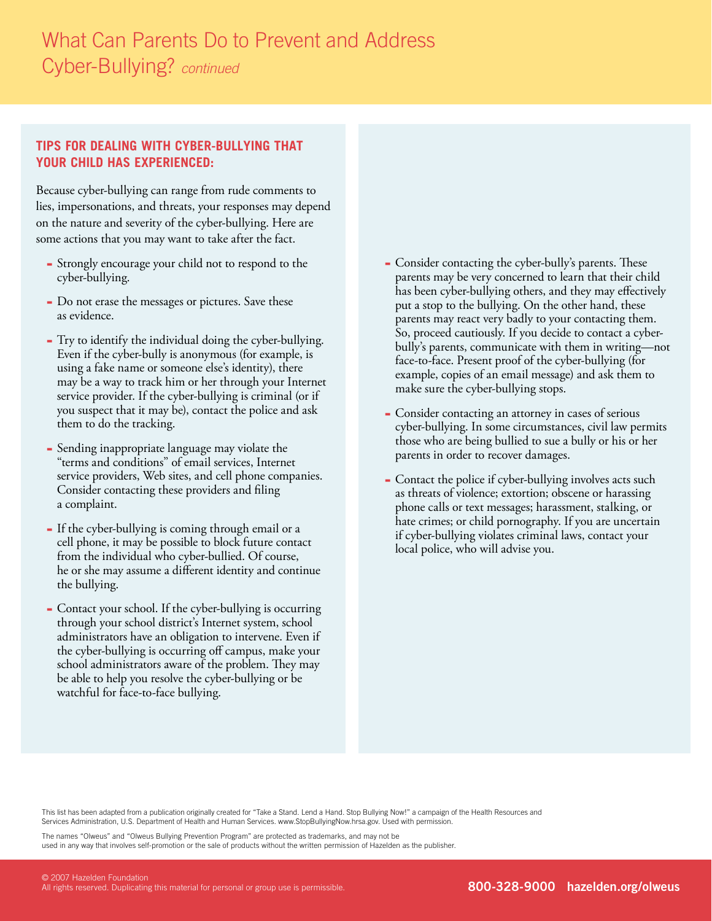# What Can Parents Do to Prevent and Address Cyber-Bullying? *continued*

## TIPS FOR DEALING WITH CYBER-BULLYING THAT YOUR CHILD HAS EXPERIENCED:

Because cyber-bullying can range from rude comments to lies, impersonations, and threats, your responses may depend on the nature and severity of the cyber-bullying. Here are some actions that you may want to take after the fact.

- Strongly encourage your child not to respond to the cyber-bullying.
- Do not erase the messages or pictures. Save these as evidence.
- Try to identify the individual doing the cyber-bullying. Even if the cyber-bully is anonymous (for example, is using a fake name or someone else's identity), there may be a way to track him or her through your Internet service provider. If the cyber-bullying is criminal (or if you suspect that it may be), contact the police and ask them to do the tracking.
- Sending inappropriate language may violate the "terms and conditions" of email services, Internet service providers, Web sites, and cell phone companies. Consider contacting these providers and filing a complaint.
- If the cyber-bullying is coming through email or a cell phone, it may be possible to block future contact from the individual who cyber-bullied. Of course, he or she may assume a different identity and continue the bullying.
- Contact your school. If the cyber-bullying is occurring through your school district's Internet system, school administrators have an obligation to intervene. Even if the cyber-bullying is occurring off campus, make your school administrators aware of the problem. They may be able to help you resolve the cyber-bullying or be watchful for face-to-face bullying.
- Consider contacting the cyber-bully's parents. These parents may be very concerned to learn that their child has been cyber-bullying others, and they may effectively put a stop to the bullying. On the other hand, these parents may react very badly to your contacting them. So, proceed cautiously. If you decide to contact a cyber-bully's parents, communicate with them in writing—not face-to-face. Present proof of the cyber-bullying (for example, copies of an email message) and ask them to make sure the cyber-bullying stops.
- Consider contacting an attorney in cases of serious cyber-bullying. In some circumstances, civil law permits those who are being bullied to sue a bully or his or her parents in order to recover damages.
- Contact the police if cyber-bullying involves acts such as threats of violence; extortion; obscene or harassing phone calls or text messages; harassment, stalking, or hate crimes; or child pornography. If you are uncertain if cyber-bullying violates criminal laws, contact your local police, who will advise you.

This list has been adapted from a publication originally created for "Take a Stand. Lend a Hand. Stop Bullying Now!" a campaign of the Health Resources and Services Administration, U.S. Department of Health and Human Services. www.StopBullyingNow.hrsa.gov. Used with permission.

The names "Olweus" and "Olweus Bullying Prevention Program" are protected as trademarks, and may not be used in any way that involves self-promotion or the sale of products without the written permission of Hazelden as the publisher.

© 2007 Hazelden Foundation
All rights reserved. Duplicating this material for personal or group use is permissible.

**800-328-9000 hazelden.org/olweus**